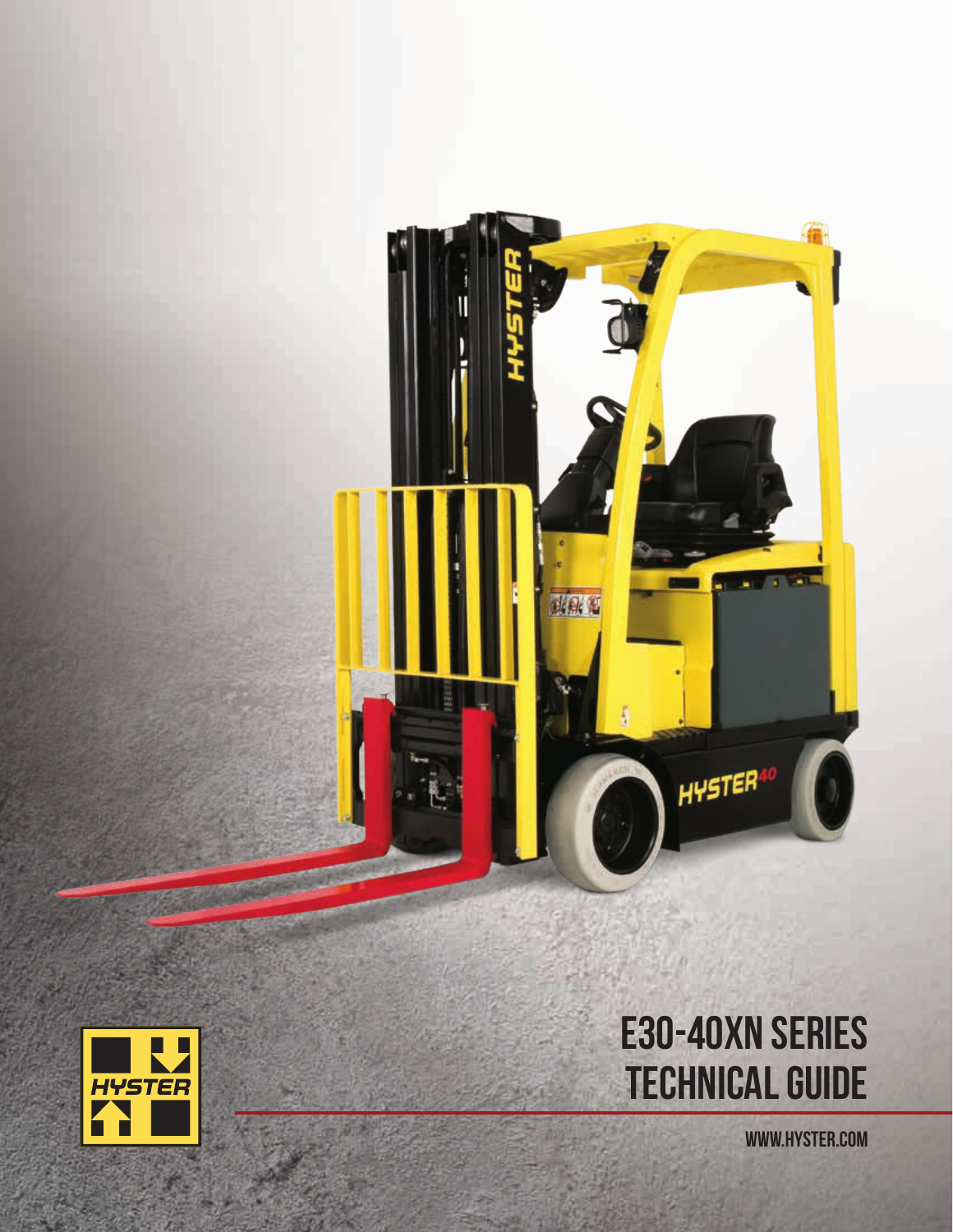# E30-40XN SERIES TECHNICAL GUIDE

WWW.HYSTER.COM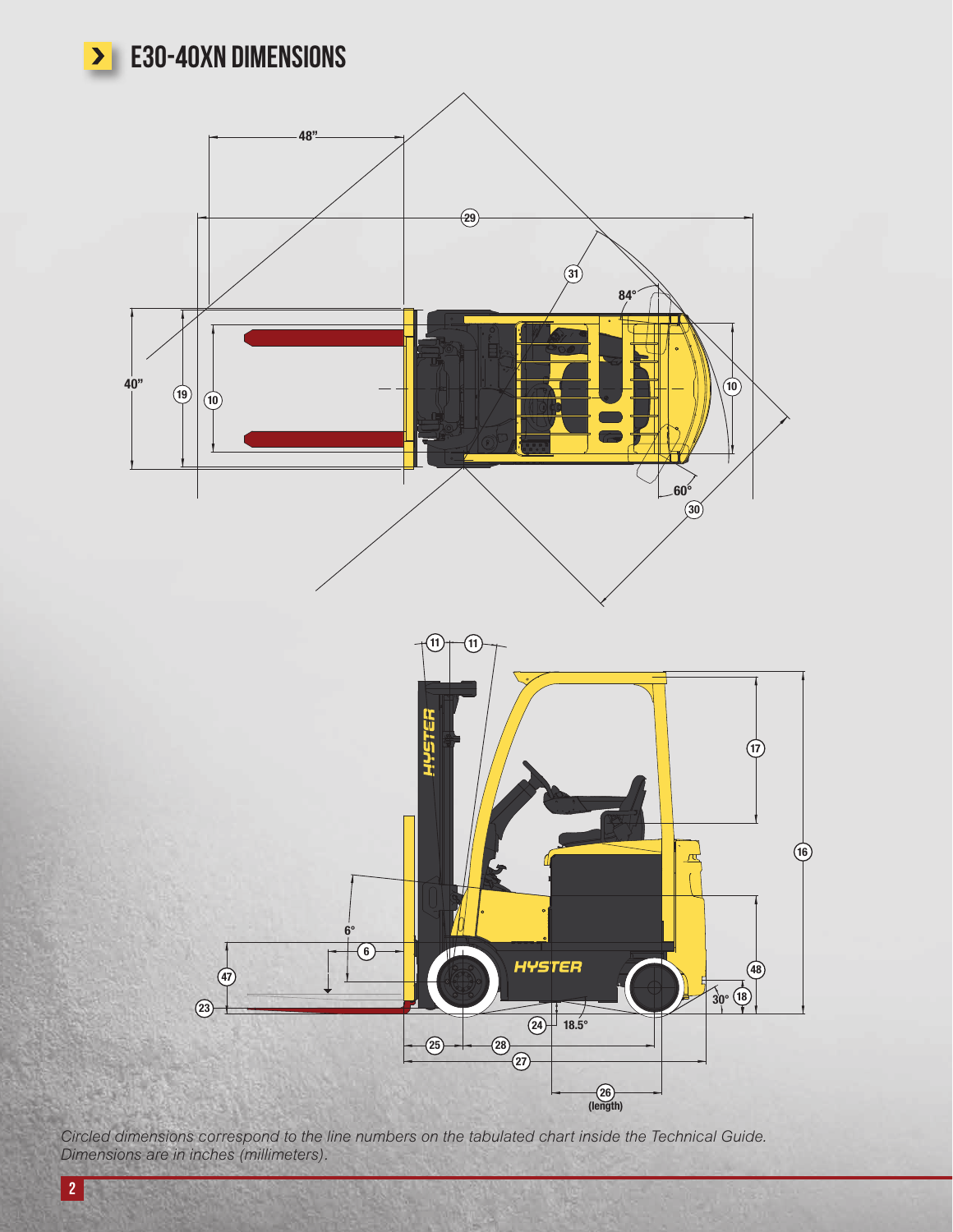## E30-40XN DIMENSIONS

*Circled dimensions correspond to the line numbers on the tabulated chart inside the Technical Guide. Dimensions are in inches (millimeters).*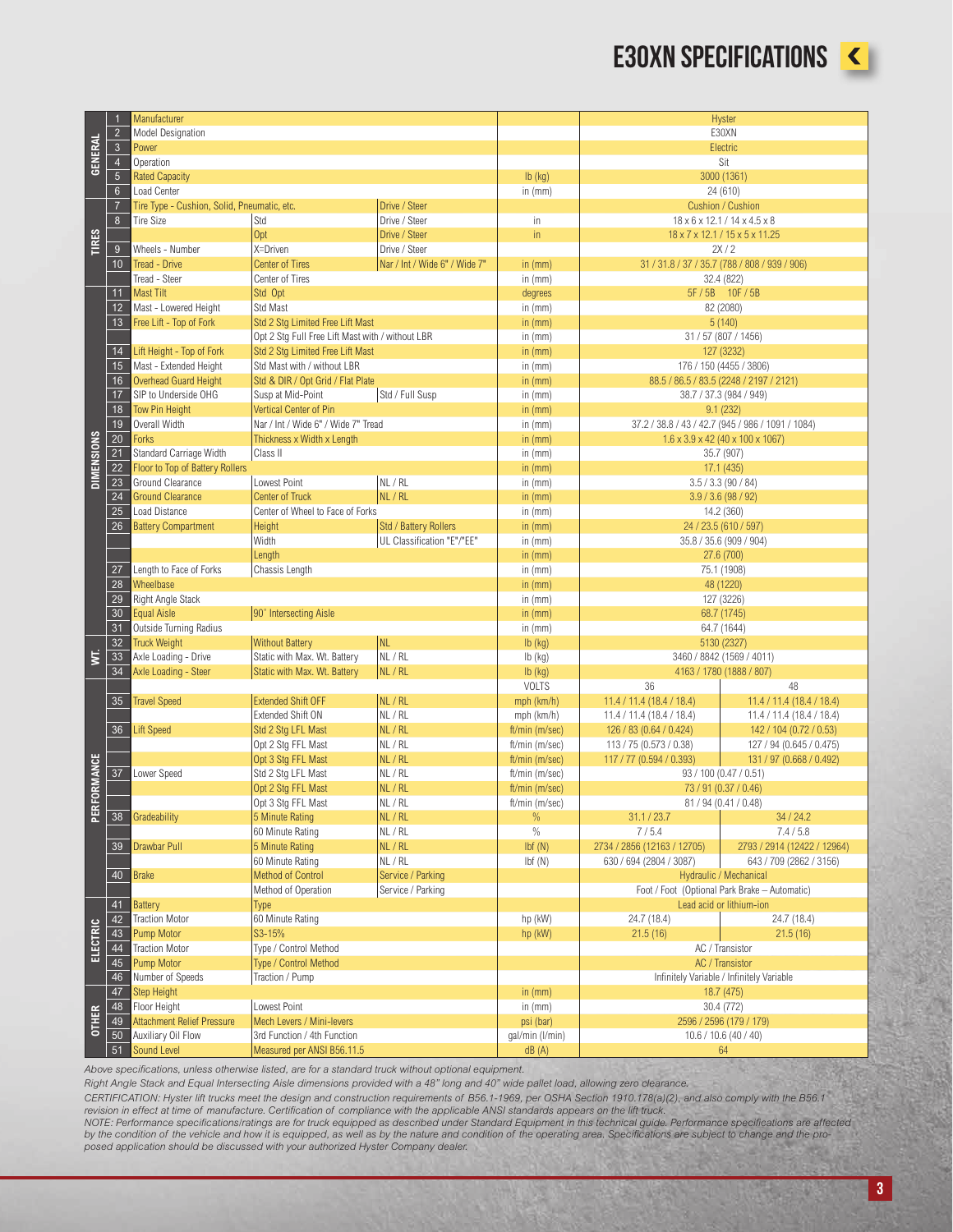# E30XN SPECIFICATIONS

| Section | # | Item | Condition | Detail | Units | 36V | 48V |
|---|---|---|---|---|---|---|---|
| GENERAL | 1 | Manufacturer | | | | Hyster | |
| | 2 | Model Designation | | | | E30XN | |
| | 3 | Power | | | | Electric | |
| | 4 | Operation | | | | Sit | |
| | 5 | Rated Capacity | | | lb (kg) | 3000 (1361) | |
| | 6 | Load Center | | | in (mm) | 24 (610) | |
| TIRES | 7 | Tire Type - Cushion, Solid, Pneumatic, etc. | | Drive / Steer | | Cushion / Cushion | |
| | 8 | Tire Size | Std | Drive / Steer | in | 18 x 6 x 12.1 / 14 x 4.5 x 8 | |
| | | | Opt | Drive / Steer | in | 18 x 7 x 12.1 / 15 x 5 x 11.25 | |
| | 9 | Wheels - Number | X=Driven | Drive / Steer | | 2X / 2 | |
| | 10 | Tread - Drive | Center of Tires | Nar / Int / Wide 6" / Wide 7" | in (mm) | 31 / 31.8 / 37 / 35.7 (788 / 808 / 939 / 906) | |
| | | Tread - Steer | Center of Tires | | in (mm) | 32.4 (822) | |
| DIMENSIONS | 11 | Mast Tilt | Std Opt | | degrees | 5F / 5B 10F / 5B | |
| | 12 | Mast - Lowered Height | Std Mast | | in (mm) | 82 (2080) | |
| | 13 | Free Lift - Top of Fork | Std 2 Stg Limited Free Lift Mast | | in (mm) | 5 (140) | |
| | | | Opt 2 Stg Full Free Lift Mast with / without LBR | | in (mm) | 31 / 57 (807 / 1456) | |
| | 14 | Lift Height - Top of Fork | Std 2 Stg Limited Free Lift Mast | | in (mm) | 127 (3232) | |
| | 15 | Mast - Extended Height | Std Mast with / without LBR | | in (mm) | 176 / 150 (4455 / 3806) | |
| | 16 | Overhead Guard Height | Std & DIR / Opt Grid / Flat Plate | | in (mm) | 88.5 / 86.5 / 83.5 (2248 / 2197 / 2121) | |
| | 17 | SIP to Underside OHG | Susp at Mid-Point | Std / Full Susp | in (mm) | 38.7 / 37.3 (984 / 949) | |
| | 18 | Tow Pin Height | Vertical Center of Pin | | in (mm) | 9.1 (232) | |
| | 19 | Overall Width | Nar / Int / Wide 6" / Wide 7" Tread | | in (mm) | 37.2 / 38.8 / 43 / 42.7 (945 / 986 / 1091 / 1084) | |
| | 20 | Forks | Thickness x Width x Length | | in (mm) | 1.6 x 3.9 x 42 (40 x 100 x 1067) | |
| | 21 | Standard Carriage Width | Class II | | in (mm) | 35.7 (907) | |
| | 22 | Floor to Top of Battery Rollers | | | in (mm) | 17.1 (435) | |
| | 23 | Ground Clearance | Lowest Point | NL / RL | in (mm) | 3.5 / 3.3 (90 / 84) | |
| | 24 | Ground Clearance | Center of Truck | NL / RL | in (mm) | 3.9 / 3.6 (98 / 92) | |
| | 25 | Load Distance | Center of Wheel to Face of Forks | | in (mm) | 14.2 (360) | |
| | 26 | Battery Compartment | Height | Std / Battery Rollers | in (mm) | 24 / 23.5 (610 / 597) | |
| | | | Width | UL Classification "E"/"EE" | in (mm) | 35.8 / 35.6 (909 / 904) | |
| | | | Length | | in (mm) | 27.6 (700) | |
| | 27 | Length to Face of Forks | Chassis Length | | in (mm) | 75.1 (1908) | |
| | 28 | Wheelbase | | | in (mm) | 48 (1220) | |
| | 29 | Right Angle Stack | | | in (mm) | 127 (3226) | |
| | 30 | Equal Aisle | 90° Intersecting Aisle | | in (mm) | 68.7 (1745) | |
| | 31 | Outside Turning Radius | | | in (mm) | 64.7 (1644) | |
| WT. | 32 | Truck Weight | Without Battery | NL | lb (kg) | 5130 (2327) | |
| | 33 | Axle Loading - Drive | Static with Max. Wt. Battery | NL / RL | lb (kg) | 3460 / 8842 (1569 / 4011) | |
| | 34 | Axle Loading - Steer | Static with Max. Wt. Battery | NL / RL | lb (kg) | 4163 / 1780 (1888 / 807) | |
| PERFORMANCE | | | | | VOLTS | 36 | 48 |
| | 35 | Travel Speed | Extended Shift OFF | NL / RL | mph (km/h) | 11.4 / 11.4 (18.4 / 18.4) | 11.4 / 11.4 (18.4 / 18.4) |
| | | | Extended Shift ON | NL / RL | mph (km/h) | 11.4 / 11.4 (18.4 / 18.4) | 11.4 / 11.4 (18.4 / 18.4) |
| | 36 | Lift Speed | Std 2 Stg LFL Mast | NL / RL | ft/min (m/sec) | 126 / 83 (0.64 / 0.424) | 142 / 104 (0.72 / 0.53) |
| | | | Opt 2 Stg FFL Mast | NL / RL | ft/min (m/sec) | 113 / 75 (0.573 / 0.38) | 127 / 94 (0.645 / 0.475) |
| | | | Opt 3 Stg FFL Mast | NL / RL | ft/min (m/sec) | 117 / 77 (0.594 / 0.393) | 131 / 97 (0.668 / 0.492) |
| | 37 | Lower Speed | Std 2 Stg LFL Mast | NL / RL | ft/min (m/sec) | 93 / 100 (0.47 / 0.51) | |
| | | | Opt 2 Stg FFL Mast | NL / RL | ft/min (m/sec) | 73 / 91 (0.37 / 0.46) | |
| | | | Opt 3 Stg FFL Mast | NL / RL | ft/min (m/sec) | 81 / 94 (0.41 / 0.48) | |
| | 38 | Gradeability | 5 Minute Rating | NL / RL | % | 31.1 / 23.7 | 34 / 24.2 |
| | | | 60 Minute Rating | NL / RL | % | 7 / 5.4 | 7.4 / 5.8 |
| | 39 | Drawbar Pull | 5 Minute Rating | NL / RL | lbf (N) | 2734 / 2856 (12163 / 12705) | 2793 / 2914 (12422 / 12964) |
| | | | 60 Minute Rating | NL / RL | lbf (N) | 630 / 694 (2804 / 3087) | 643 / 709 (2862 / 3156) |
| | 40 | Brake | Method of Control | Service / Parking | | Hydraulic / Mechanical | |
| | | | Method of Operation | Service / Parking | | Foot / Foot (Optional Park Brake – Automatic) | |
| ELECTRIC | 41 | Battery | Type | | | Lead acid or lithium-ion | |
| | 42 | Traction Motor | 60 Minute Rating | | hp (kW) | 24.7 (18.4) | 24.7 (18.4) |
| | 43 | Pump Motor | S3-15% | | hp (kW) | 21.5 (16) | 21.5 (16) |
| | 44 | Traction Motor | Type / Control Method | | | AC / Transistor | |
| | 45 | Pump Motor | Type / Control Method | | | AC / Transistor | |
| | 46 | Number of Speeds | Traction / Pump | | | Infinitely Variable / Infinitely Variable | |
| OTHER | 47 | Step Height | | | in (mm) | 18.7 (475) | |
| | 48 | Floor Height | Lowest Point | | in (mm) | 30.4 (772) | |
| | 49 | Attachment Relief Pressure | Mech Levers / Mini-levers | | psi (bar) | 2596 / 2596 (179 / 179) | |
| | 50 | Auxiliary Oil Flow | 3rd Function / 4th Function | | gal/min (l/min) | 10.6 / 10.6 (40 / 40) | |
| | 51 | Sound Level | Measured per ANSI B56.11.5 | | dB (A) | 64 | |

*Above specifications, unless otherwise listed, are for a standard truck without optional equipment.*

*Right Angle Stack and Equal Intersecting Aisle dimensions provided with a 48" long and 40" wide pallet load, allowing zero clearance.*

*CERTIFICATION: Hyster lift trucks meet the design and construction requirements of B56.1-1969, per OSHA Section 1910.178(a)(2), and also comply with the B56.1 revision in effect at time of manufacture. Certification of compliance with the applicable ANSI standards appears on the lift truck.*

*NOTE: Performance specifications/ratings are for truck equipped as described under Standard Equipment in this technical guide. Performance specifications are affected by the condition of the vehicle and how it is equipped, as well as by the nature and condition of the operating area. Specifications are subject to change and the proposed application should be discussed with your authorized Hyster Company dealer.*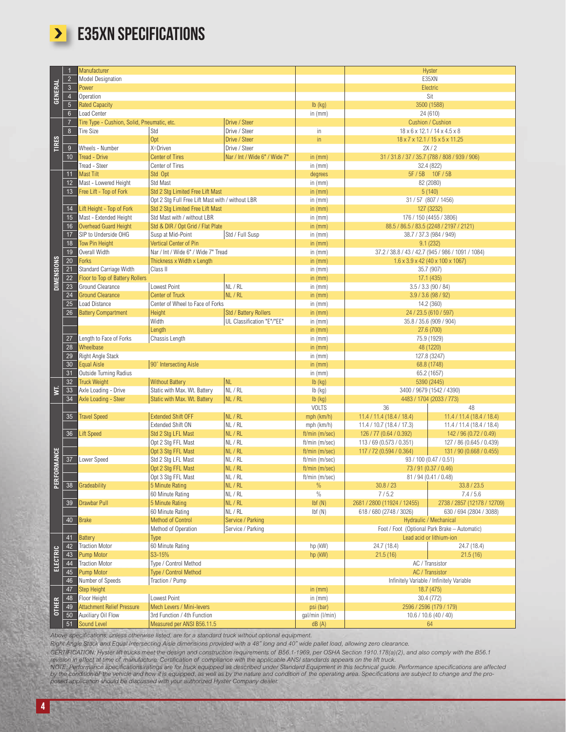# E35XN SPECIFICATIONS

| Section | # | Item | | | Units | 36V | 48V |
|---|---|---|---|---|---|---|---|
| GENERAL | 1 | Manufacturer | | | | Hyster | |
| | 2 | Model Designation | | | | E35XN | |
| | 3 | Power | | | | Electric | |
| | 4 | Operation | | | | Sit | |
| | 5 | Rated Capacity | | | lb (kg) | 3500 (1588) | |
| | 6 | Load Center | | | in (mm) | 24 (610) | |
| TIRES | 7 | Tire Type - Cushion, Solid, Pneumatic, etc. | | Drive / Steer | | Cushion / Cushion | |
| | 8 | Tire Size | Std | Drive / Steer | in | 18 x 6 x 12.1 / 14 x 4.5 x 8 | |
| | | | Opt | Drive / Steer | in | 18 x 7 x 12.1 / 15 x 5 x 11.25 | |
| | 9 | Wheels - Number | X=Driven | Drive / Steer | | 2X / 2 | |
| | 10 | Tread - Drive | Center of Tires | Nar / Int / Wide 6" / Wide 7" | in (mm) | 31 / 31.8 / 37 / 35.7 (788 / 808 / 939 / 906) | |
| | | Tread - Steer | Center of Tires | | in (mm) | 32.4 (822) | |
| DIMENSIONS | 11 | Mast Tilt | Std Opt | | degrees | 5F / 5B 10F / 5B | |
| | 12 | Mast - Lowered Height | Std Mast | | in (mm) | 82 (2080) | |
| | 13 | Free Lift - Top of Fork | Std 2 Stg Limited Free Lift Mast | | in (mm) | 5 (140) | |
| | | | Opt 2 Stg Full Free Lift Mast with / without LBR | | in (mm) | 31 / 57 (807 / 1456) | |
| | 14 | Lift Height - Top of Fork | Std 2 Stg Limited Free Lift Mast | | in (mm) | 127 (3232) | |
| | 15 | Mast - Extended Height | Std Mast with / without LBR | | in (mm) | 176 / 150 (4455 / 3806) | |
| | 16 | Overhead Guard Height | Std & DIR / Opt Grid / Flat Plate | | in (mm) | 88.5 / 86.5 / 83.5 (2248 / 2197 / 2121) | |
| | 17 | SIP to Underside OHG | Susp at Mid-Point | Std / Full Susp | in (mm) | 38.7 / 37.3 (984 / 949) | |
| | 18 | Tow Pin Height | Vertical Center of Pin | | in (mm) | 9.1 (232) | |
| | 19 | Overall Width | Nar / Int / Wide 6" / Wide 7" Tread | | in (mm) | 37.2 / 38.8 / 43 / 42.7 (945 / 986 / 1091 / 1084) | |
| | 20 | Forks | Thickness x Width x Length | | in (mm) | 1.6 x 3.9 x 42 (40 x 100 x 1067) | |
| | 21 | Standard Carriage Width | Class II | | in (mm) | 35.7 (907) | |
| | 22 | Floor to Top of Battery Rollers | | | in (mm) | 17.1 (435) | |
| | 23 | Ground Clearance | Lowest Point | NL / RL | in (mm) | 3.5 / 3.3 (90 / 84) | |
| | 24 | Ground Clearance | Center of Truck | NL / RL | in (mm) | 3.9 / 3.6 (98 / 92) | |
| | 25 | Load Distance | Center of Wheel to Face of Forks | | in (mm) | 14.2 (360) | |
| | 26 | Battery Compartment | Height | Std / Battery Rollers | in (mm) | 24 / 23.5 (610 / 597) | |
| | | | Width | UL Classification "E"/"EE" | in (mm) | 35.8 / 35.6 (909 / 904) | |
| | | | Length | | in (mm) | 27.6 (700) | |
| | 27 | Length to Face of Forks | Chassis Length | | in (mm) | 75.9 (1929) | |
| | 28 | Wheelbase | | | in (mm) | 48 (1220) | |
| | 29 | Right Angle Stack | | | in (mm) | 127.8 (3247) | |
| | 30 | Equal Aisle | 90° Intersecting Aisle | | in (mm) | 68.8 (1748) | |
| | 31 | Outside Turning Radius | | | in (mm) | 65.2 (1657) | |
| WT. | 32 | Truck Weight | Without Battery | NL | lb (kg) | 5390 (2445) | |
| | 33 | Axle Loading - Drive | Static with Max. Wt. Battery | NL / RL | lb (kg) | 3400 / 9679 (1542 / 4390) | |
| | 34 | Axle Loading - Steer | Static with Max. Wt. Battery | NL / RL | lb (kg) | 4483 / 1704 (2033 / 773) | |
| PERFORMANCE | | | | | VOLTS | 36 | 48 |
| | 35 | Travel Speed | Extended Shift OFF | NL / RL | mph (km/h) | 11.4 / 11.4 (18.4 / 18.4) | 11.4 / 11.4 (18.4 / 18.4) |
| | | | Extended Shift ON | NL / RL | mph (km/h) | 11.4 / 10.7 (18.4 / 17.3) | 11.4 / 11.4 (18.4 / 18.4) |
| | 36 | Lift Speed | Std 2 Stg LFL Mast | NL / RL | ft/min (m/sec) | 126 / 77 (0.64 / 0.392) | 142 / 96 (0.72 / 0.49) |
| | | | Opt 2 Stg FFL Mast | NL / RL | ft/min (m/sec) | 113 / 69 (0.573 / 0.351) | 127 / 86 (0.645 / 0.439) |
| | | | Opt 3 Stg FFL Mast | NL / RL | ft/min (m/sec) | 117 / 72 (0.594 / 0.364) | 131 / 90 (0.668 / 0.455) |
| | 37 | Lower Speed | Std 2 Stg LFL Mast | NL / RL | ft/min (m/sec) | 93 / 100 (0.47 / 0.51) | |
| | | | Opt 2 Stg FFL Mast | NL / RL | ft/min (m/sec) | 73 / 91 (0.37 / 0.46) | |
| | | | Opt 3 Stg FFL Mast | NL / RL | ft/min (m/sec) | 81 / 94 (0.41 / 0.48) | |
| | 38 | Gradeability | 5 Minute Rating | NL / RL | % | 30.8 / 23 | 33.8 / 23.5 |
| | | | 60 Minute Rating | NL / RL | % | 7 / 5.2 | 7.4 / 5.6 |
| | 39 | Drawbar Pull | 5 Minute Rating | NL / RL | lbf (N) | 2681 / 2800 (11924 / 12455) | 2738 / 2857 (12178 / 12709) |
| | | | 60 Minute Rating | NL / RL | lbf (N) | 618 / 680 (2748 / 3026) | 630 / 694 (2804 / 3088) |
| | 40 | Brake | Method of Control | Service / Parking | | Hydraulic / Mechanical | |
| | | | Method of Operation | Service / Parking | | Foot / Foot (Optional Park Brake – Automatic) | |
| ELECTRIC | 41 | Battery | Type | | | Lead acid or lithium-ion | |
| | 42 | Traction Motor | 60 Minute Rating | | hp (kW) | 24.7 (18.4) | 24.7 (18.4) |
| | 43 | Pump Motor | S3-15% | | hp (kW) | 21.5 (16) | 21.5 (16) |
| | 44 | Traction Motor | Type / Control Method | | | AC / Transistor | |
| | 45 | Pump Motor | Type / Control Method | | | AC / Transistor | |
| | 46 | Number of Speeds | Traction / Pump | | | Infinitely Variable / Infinitely Variable | |
| OTHER | 47 | Step Height | | | in (mm) | 18.7 (475) | |
| | 48 | Floor Height | Lowest Point | | in (mm) | 30.4 (772) | |
| | 49 | Attachment Relief Pressure | Mech Levers / Mini-levers | | psi (bar) | 2596 / 2596 (179 / 179) | |
| | 50 | Auxiliary Oil Flow | 3rd Function / 4th Function | | gal/min (l/min) | 10.6 / 10.6 (40 / 40) | |
| | 51 | Sound Level | Measured per ANSI B56.11.5 | | dB (A) | 64 | |

*Above specifications, unless otherwise listed, are for a standard truck without optional equipment.*

*Right Angle Stack and Equal Intersecting Aisle dimensions provided with a 48" long and 40" wide pallet load, allowing zero clearance.*

*CERTIFICATION: Hyster lift trucks meet the design and construction requirements of B56.1-1969, per OSHA Section 1910.178(a)(2), and also comply with the B56.1 revision in effect at time of manufacture. Certification of compliance with the applicable ANSI standards appears on the lift truck.*

*NOTE: Performance specifications/ratings are for truck equipped as described under Standard Equipment in this technical guide. Performance specifications are affected by the condition of the vehicle and how it is equipped, as well as by the nature and condition of the operating area. Specifications are subject to change and the proposed application should be discussed with your authorized Hyster Company dealer.*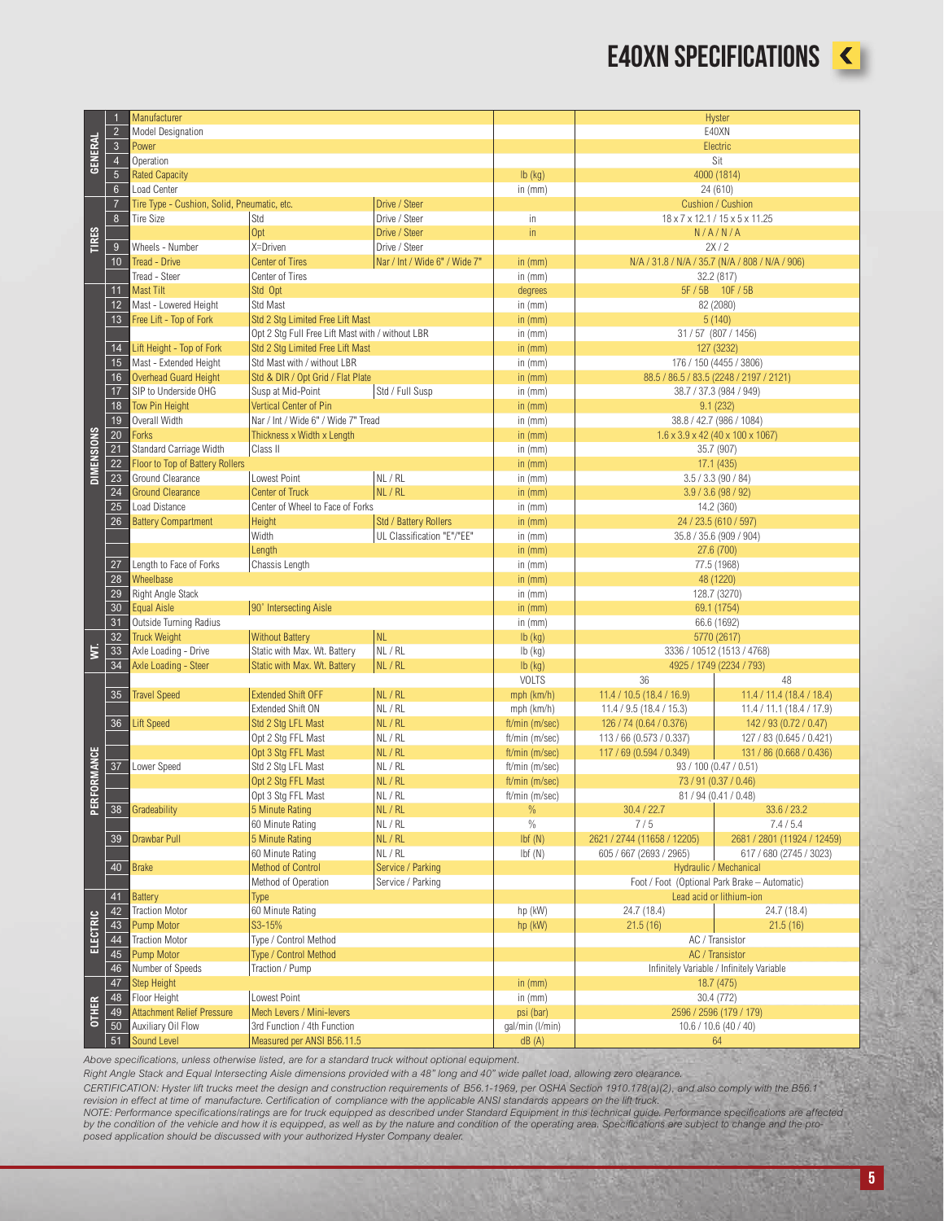# E40XN SPECIFICATIONS

| Section | # | Item | Detail | Condition | Units | 36V | 48V |
|---|---|---|---|---|---|---|---|
| GENERAL | 1 | Manufacturer | | | | Hyster | |
| | 2 | Model Designation | | | | E40XN | |
| | 3 | Power | | | | Electric | |
| | 4 | Operation | | | | Sit | |
| | 5 | Rated Capacity | | | lb (kg) | 4000 (1814) | |
| | 6 | Load Center | | | in (mm) | 24 (610) | |
| TIRES | 7 | Tire Type - Cushion, Solid, Pneumatic, etc. | | Drive / Steer | | Cushion / Cushion | |
| | 8 | Tire Size | Std | Drive / Steer | in | 18 x 7 x 12.1 / 15 x 5 x 11.25 | |
| | | | Opt | Drive / Steer | in | N / A / N / A | |
| | 9 | Wheels - Number | X=Driven | Drive / Steer | | 2X / 2 | |
| | 10 | Tread - Drive | Center of Tires | Nar / Int / Wide 6" / Wide 7" | in (mm) | N/A / 31.8 / N/A / 35.7 (N/A / 808 / N/A / 906) | |
| | | Tread - Steer | Center of Tires | | in (mm) | 32.2 (817) | |
| DIMENSIONS | 11 | Mast Tilt | Std Opt | | degrees | 5F / 5B 10F / 5B | |
| | 12 | Mast - Lowered Height | Std Mast | | in (mm) | 82 (2080) | |
| | 13 | Free Lift - Top of Fork | Std 2 Stg Limited Free Lift Mast | | in (mm) | 5 (140) | |
| | | | Opt 2 Stg Full Free Lift Mast with / without LBR | | in (mm) | 31 / 57 (807 / 1456) | |
| | 14 | Lift Height - Top of Fork | Std 2 Stg Limited Free Lift Mast | | in (mm) | 127 (3232) | |
| | 15 | Mast - Extended Height | Std Mast with / without LBR | | in (mm) | 176 / 150 (4455 / 3806) | |
| | 16 | Overhead Guard Height | Std & DIR / Opt Grid / Flat Plate | | in (mm) | 88.5 / 86.5 / 83.5 (2248 / 2197 / 2121) | |
| | 17 | SIP to Underside OHG | Susp at Mid-Point | Std / Full Susp | in (mm) | 38.7 / 37.3 (984 / 949) | |
| | 18 | Tow Pin Height | Vertical Center of Pin | | in (mm) | 9.1 (232) | |
| | 19 | Overall Width | Nar / Int / Wide 6" / Wide 7" Tread | | in (mm) | 38.8 / 42.7 (986 / 1084) | |
| | 20 | Forks | Thickness x Width x Length | | in (mm) | 1.6 x 3.9 x 42 (40 x 100 x 1067) | |
| | 21 | Standard Carriage Width | Class II | | in (mm) | 35.7 (907) | |
| | 22 | Floor to Top of Battery Rollers | | | in (mm) | 17.1 (435) | |
| | 23 | Ground Clearance | Lowest Point | NL / RL | in (mm) | 3.5 / 3.3 (90 / 84) | |
| | 24 | Ground Clearance | Center of Truck | NL / RL | in (mm) | 3.9 / 3.6 (98 / 92) | |
| | 25 | Load Distance | Center of Wheel to Face of Forks | | in (mm) | 14.2 (360) | |
| | 26 | Battery Compartment | Height | Std / Battery Rollers | in (mm) | 24 / 23.5 (610 / 597) | |
| | | | Width | UL Classification "E"/"EE" | in (mm) | 35.8 / 35.6 (909 / 904) | |
| | | | Length | | in (mm) | 27.6 (700) | |
| | 27 | Length to Face of Forks | Chassis Length | | in (mm) | 77.5 (1968) | |
| | 28 | Wheelbase | | | in (mm) | 48 (1220) | |
| | 29 | Right Angle Stack | | | in (mm) | 128.7 (3270) | |
| | 30 | Equal Aisle | 90° Intersecting Aisle | | in (mm) | 69.1 (1754) | |
| | 31 | Outside Turning Radius | | | in (mm) | 66.6 (1692) | |
| WT. | 32 | Truck Weight | Without Battery | NL | lb (kg) | 5770 (2617) | |
| | 33 | Axle Loading - Drive | Static with Max. Wt. Battery | NL / RL | lb (kg) | 3336 / 10512 (1513 / 4768) | |
| | 34 | Axle Loading - Steer | Static with Max. Wt. Battery | NL / RL | lb (kg) | 4925 / 1749 (2234 / 793) | |
| PERFORMANCE | | | | | VOLTS | 36 | 48 |
| | 35 | Travel Speed | Extended Shift OFF | NL / RL | mph (km/h) | 11.4 / 10.5 (18.4 / 16.9) | 11.4 / 11.4 (18.4 / 18.4) |
| | | | Extended Shift ON | NL / RL | mph (km/h) | 11.4 / 9.5 (18.4 / 15.3) | 11.4 / 11.1 (18.4 / 17.9) |
| | 36 | Lift Speed | Std 2 Stg LFL Mast | NL / RL | ft/min (m/sec) | 126 / 74 (0.64 / 0.376) | 142 / 93 (0.72 / 0.47) |
| | | | Opt 2 Stg FFL Mast | NL / RL | ft/min (m/sec) | 113 / 66 (0.573 / 0.337) | 127 / 83 (0.645 / 0.421) |
| | | | Opt 3 Stg FFL Mast | NL / RL | ft/min (m/sec) | 117 / 69 (0.594 / 0.349) | 131 / 86 (0.668 / 0.436) |
| | 37 | Lower Speed | Std 2 Stg LFL Mast | NL / RL | ft/min (m/sec) | 93 / 100 (0.47 / 0.51) | |
| | | | Opt 2 Stg FFL Mast | NL / RL | ft/min (m/sec) | 73 / 91 (0.37 / 0.46) | |
| | | | Opt 3 Stg FFL Mast | NL / RL | ft/min (m/sec) | 81 / 94 (0.41 / 0.48) | |
| | 38 | Gradeability | 5 Minute Rating | NL / RL | % | 30.4 / 22.7 | 33.6 / 23.2 |
| | | | 60 Minute Rating | NL / RL | % | 7 / 5 | 7.4 / 5.4 |
| | 39 | Drawbar Pull | 5 Minute Rating | NL / RL | lbf (N) | 2621 / 2744 (11658 / 12205) | 2681 / 2801 (11924 / 12459) |
| | | | 60 Minute Rating | NL / RL | lbf (N) | 605 / 667 (2693 / 2965) | 617 / 680 (2745 / 3023) |
| | 40 | Brake | Method of Control | Service / Parking | | Hydraulic / Mechanical | |
| | | | Method of Operation | Service / Parking | | Foot / Foot (Optional Park Brake – Automatic) | |
| ELECTRIC | 41 | Battery | Type | | | Lead acid or lithium-ion | |
| | 42 | Traction Motor | 60 Minute Rating | | hp (kW) | 24.7 (18.4) | 24.7 (18.4) |
| | 43 | Pump Motor | S3-15% | | hp (kW) | 21.5 (16) | 21.5 (16) |
| | 44 | Traction Motor | Type / Control Method | | | AC / Transistor | |
| | 45 | Pump Motor | Type / Control Method | | | AC / Transistor | |
| | 46 | Number of Speeds | Traction / Pump | | | Infinitely Variable / Infinitely Variable | |
| OTHER | 47 | Step Height | | | in (mm) | 18.7 (475) | |
| | 48 | Floor Height | Lowest Point | | in (mm) | 30.4 (772) | |
| | 49 | Attachment Relief Pressure | Mech Levers / Mini-levers | | psi (bar) | 2596 / 2596 (179 / 179) | |
| | 50 | Auxiliary Oil Flow | 3rd Function / 4th Function | | gal/min (l/min) | 10.6 / 10.6 (40 / 40) | |
| | 51 | Sound Level | Measured per ANSI B56.11.5 | | dB (A) | 64 | |

*Above specifications, unless otherwise listed, are for a standard truck without optional equipment.*

*Right Angle Stack and Equal Intersecting Aisle dimensions provided with a 48" long and 40" wide pallet load, allowing zero clearance.*

*CERTIFICATION: Hyster lift trucks meet the design and construction requirements of B56.1-1969, per OSHA Section 1910.178(a)(2), and also comply with the B56.1 revision in effect at time of manufacture. Certification of compliance with the applicable ANSI standards appears on the lift truck.*

*NOTE: Performance specifications/ratings are for truck equipped as described under Standard Equipment in this technical guide. Performance specifications are affected by the condition of the vehicle and how it is equipped, as well as by the nature and condition of the operating area. Specifications are subject to change and the proposed application should be discussed with your authorized Hyster Company dealer.*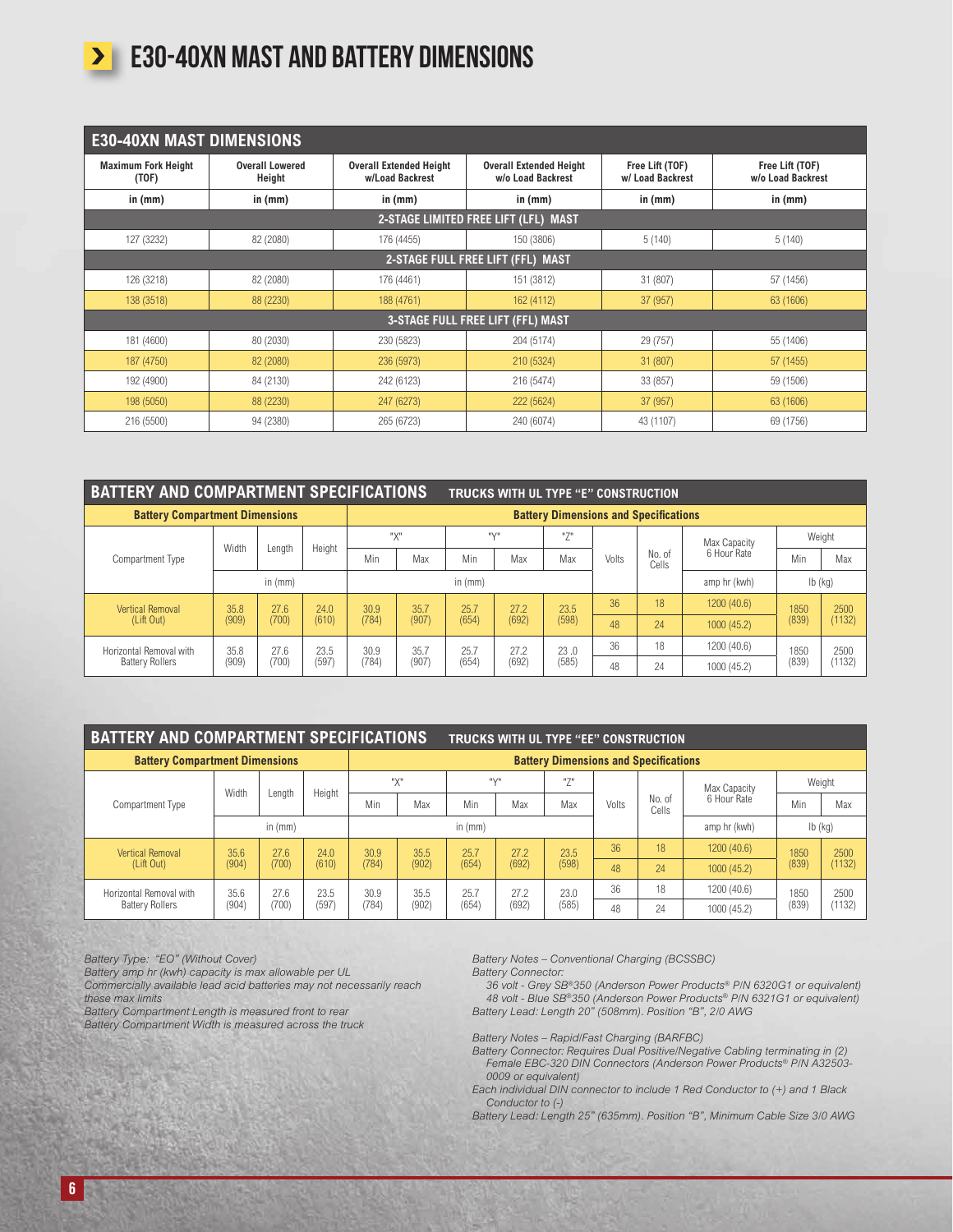# E30-40XN MAST AND BATTERY DIMENSIONS

## E30-40XN MAST DIMENSIONS

| Maximum Fork Height (TOF) | Overall Lowered Height | Overall Extended Height w/Load Backrest | Overall Extended Height w/o Load Backrest | Free Lift (TOF) w/ Load Backrest | Free Lift (TOF) w/o Load Backrest |
|---|---|---|---|---|---|
| in (mm) | in (mm) | in (mm) | in (mm) | in (mm) | in (mm) |
| **2-STAGE LIMITED FREE LIFT (LFL) MAST** | | | | | |
| 127 (3232) | 82 (2080) | 176 (4455) | 150 (3806) | 5 (140) | 5 (140) |
| **2-STAGE FULL FREE LIFT (FFL) MAST** | | | | | |
| 126 (3218) | 82 (2080) | 176 (4461) | 151 (3812) | 31 (807) | 57 (1456) |
| 138 (3518) | 88 (2230) | 188 (4761) | 162 (4112) | 37 (957) | 63 (1606) |
| **3-STAGE FULL FREE LIFT (FFL) MAST** | | | | | |
| 181 (4600) | 80 (2030) | 230 (5823) | 204 (5174) | 29 (757) | 55 (1406) |
| 187 (4750) | 82 (2080) | 236 (5973) | 210 (5324) | 31 (807) | 57 (1455) |
| 192 (4900) | 84 (2130) | 242 (6123) | 216 (5474) | 33 (857) | 59 (1506) |
| 198 (5050) | 88 (2230) | 247 (6273) | 222 (5624) | 37 (957) | 63 (1606) |
| 216 (5500) | 94 (2380) | 265 (6723) | 240 (6074) | 43 (1107) | 69 (1756) |

## BATTERY AND COMPARTMENT SPECIFICATIONS — TRUCKS WITH UL TYPE "E" CONSTRUCTION

| Battery Compartment Dimensions | | | | Battery Dimensions and Specifications | | | | | | | | | |
|---|---|---|---|---|---|---|---|---|---|---|---|---|---|
| Compartment Type | Width | Length | Height | "X" Min | "X" Max | "Y" Min | "Y" Max | "Z" Max | Volts | No. of Cells | Max Capacity 6 Hour Rate | Weight Min | Weight Max |
| | in (mm) | | | in (mm) | | | | | | | amp hr (kwh) | lb (kg) | |
| Vertical Removal (Lift Out) | 35.8 (909) | 27.6 (700) | 24.0 (610) | 30.9 (784) | 35.7 (907) | 25.7 (654) | 27.2 (692) | 23.5 (598) | 36 | 18 | 1200 (40.6) | 1850 (839) | 2500 (1132) |
| | | | | | | | | | 48 | 24 | 1000 (45.2) | | |
| Horizontal Removal with Battery Rollers | 35.8 (909) | 27.6 (700) | 23.5 (597) | 30.9 (784) | 35.7 (907) | 25.7 (654) | 27.2 (692) | 23 .0 (585) | 36 | 18 | 1200 (40.6) | 1850 (839) | 2500 (1132) |
| | | | | | | | | | 48 | 24 | 1000 (45.2) | | |

## BATTERY AND COMPARTMENT SPECIFICATIONS — TRUCKS WITH UL TYPE "EE" CONSTRUCTION

| Battery Compartment Dimensions | | | | Battery Dimensions and Specifications | | | | | | | | | |
|---|---|---|---|---|---|---|---|---|---|---|---|---|---|
| Compartment Type | Width | Length | Height | "X" Min | "X" Max | "Y" Min | "Y" Max | "Z" Max | Volts | No. of Cells | Max Capacity 6 Hour Rate | Weight Min | Weight Max |
| | in (mm) | | | in (mm) | | | | | | | amp hr (kwh) | lb (kg) | |
| Vertical Removal (Lift Out) | 35.6 (904) | 27.6 (700) | 24.0 (610) | 30.9 (784) | 35.5 (902) | 25.7 (654) | 27.2 (692) | 23.5 (598) | 36 | 18 | 1200 (40.6) | 1850 (839) | 2500 (1132) |
| | | | | | | | | | 48 | 24 | 1000 (45.2) | | |
| Horizontal Removal with Battery Rollers | 35.6 (904) | 27.6 (700) | 23.5 (597) | 30.9 (784) | 35.5 (902) | 25.7 (654) | 27.2 (692) | 23.0 (585) | 36 | 18 | 1200 (40.6) | 1850 (839) | 2500 (1132) |
| | | | | | | | | | 48 | 24 | 1000 (45.2) | | |

*Battery Type: "EO" (Without Cover)*
*Battery amp hr (kwh) capacity is max allowable per UL*
*Commercially available lead acid batteries may not necessarily reach these max limits*
*Battery Compartment Length is measured front to rear*
*Battery Compartment Width is measured across the truck*

*Battery Notes – Conventional Charging (BCSSBC)*
*Battery Connector:*
*36 volt - Grey SB®350 (Anderson Power Products® P/N 6320G1 or equivalent)*
*48 volt - Blue SB®350 (Anderson Power Products® P/N 6321G1 or equivalent)*
*Battery Lead: Length 20" (508mm). Position "B", 2/0 AWG*

*Battery Notes – Rapid/Fast Charging (BARFBC)*
*Battery Connector: Requires Dual Positive/Negative Cabling terminating in (2) Female EBC-320 DIN Connectors (Anderson Power Products® P/N A32503-0009 or equivalent)*
*Each individual DIN connector to include 1 Red Conductor to (+) and 1 Black Conductor to (-)*
*Battery Lead: Length 25" (635mm). Position "B", Minimum Cable Size 3/0 AWG*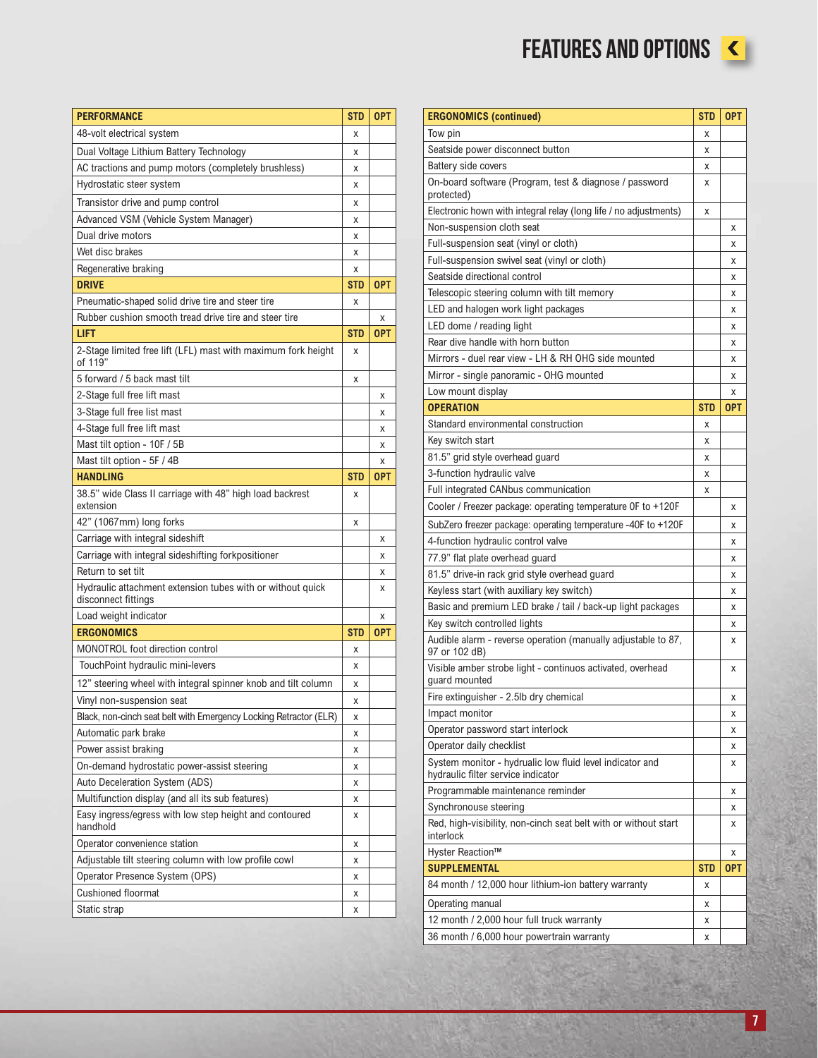# FEATURES AND OPTIONS

| PERFORMANCE | STD | OPT |
|---|---|---|
| 48-volt electrical system | x | |
| Dual Voltage Lithium Battery Technology | x | |
| AC tractions and pump motors (completely brushless) | x | |
| Hydrostatic steer system | x | |
| Transistor drive and pump control | x | |
| Advanced VSM (Vehicle System Manager) | x | |
| Dual drive motors | x | |
| Wet disc brakes | x | |
| Regenerative braking | x | |
| **DRIVE** | **STD** | **OPT** |
| Pneumatic-shaped solid drive tire and steer tire | x | |
| Rubber cushion smooth tread drive tire and steer tire | | x |
| **LIFT** | **STD** | **OPT** |
| 2-Stage limited free lift (LFL) mast with maximum fork height of 119" | x | |
| 5 forward / 5 back mast tilt | x | |
| 2-Stage full free lift mast | | x |
| 3-Stage full free list mast | | x |
| 4-Stage full free lift mast | | x |
| Mast tilt option - 10F / 5B | | x |
| Mast tilt option - 5F / 4B | | x |
| **HANDLING** | **STD** | **OPT** |
| 38.5" wide Class II carriage with 48" high load backrest extension | x | |
| 42" (1067mm) long forks | x | |
| Carriage with integral sideshift | | x |
| Carriage with integral sideshifting forkpositioner | | x |
| Return to set tilt | | x |
| Hydraulic attachment extension tubes with or without quick disconnect fittings | | x |
| Load weight indicator | | x |
| **ERGONOMICS** | **STD** | **OPT** |
| MONOTROL foot direction control | x | |
| TouchPoint hydraulic mini-levers | x | |
| 12" steering wheel with integral spinner knob and tilt column | x | |
| Vinyl non-suspension seat | x | |
| Black, non-cinch seat belt with Emergency Locking Retractor (ELR) | x | |
| Automatic park brake | x | |
| Power assist braking | x | |
| On-demand hydrostatic power-assist steering | x | |
| Auto Deceleration System (ADS) | x | |
| Multifunction display (and all its sub features) | x | |
| Easy ingress/egress with low step height and contoured handhold | x | |
| Operator convenience station | x | |
| Adjustable tilt steering column with low profile cowl | x | |
| Operator Presence System (OPS) | x | |
| Cushioned floormat | x | |
| Static strap | x | |

| ERGONOMICS (continued) | STD | OPT |
|---|---|---|
| Tow pin | x | |
| Seatside power disconnect button | x | |
| Battery side covers | x | |
| On-board software (Program, test & diagnose / password protected) | x | |
| Electronic hown with integral relay (long life / no adjustments) | x | |
| Non-suspension cloth seat | | x |
| Full-suspension seat (vinyl or cloth) | | x |
| Full-suspension swivel seat (vinyl or cloth) | | x |
| Seatside directional control | | x |
| Telescopic steering column with tilt memory | | x |
| LED and halogen work light packages | | x |
| LED dome / reading light | | x |
| Rear dive handle with horn button | | x |
| Mirrors - duel rear view - LH & RH OHG side mounted | | x |
| Mirror - single panoramic - OHG mounted | | x |
| Low mount display | | x |
| **OPERATION** | **STD** | **OPT** |
| Standard environmental construction | x | |
| Key switch start | x | |
| 81.5" grid style overhead guard | x | |
| 3-function hydraulic valve | x | |
| Full integrated CANbus communication | x | |
| Cooler / Freezer package: operating temperature 0F to +120F | | x |
| SubZero freezer package: operating temperature -40F to +120F | | x |
| 4-function hydraulic control valve | | x |
| 77.9" flat plate overhead guard | | x |
| 81.5" drive-in rack grid style overhead guard | | x |
| Keyless start (with auxiliary key switch) | | x |
| Basic and premium LED brake / tail / back-up light packages | | x |
| Key switch controlled lights | | x |
| Audible alarm - reverse operation (manually adjustable to 87, 97 or 102 dB) | | x |
| Visible amber strobe light - continuos activated, overhead guard mounted | | x |
| Fire extinguisher - 2.5lb dry chemical | | x |
| Impact monitor | | x |
| Operator password start interlock | | x |
| Operator daily checklist | | x |
| System monitor - hydraulic low fluid level indicator and hydraulic filter service indicator | | x |
| Programmable maintenance reminder | | x |
| Synchronouse steering | | x |
| Red, high-visibility, non-cinch seat belt with or without start interlock | | x |
| Hyster Reaction™ | | x |
| **SUPPLEMENTAL** | **STD** | **OPT** |
| 84 month / 12,000 hour lithium-ion battery warranty | x | |
| Operating manual | x | |
| 12 month / 2,000 hour full truck warranty | x | |
| 36 month / 6,000 hour powertrain warranty | x | |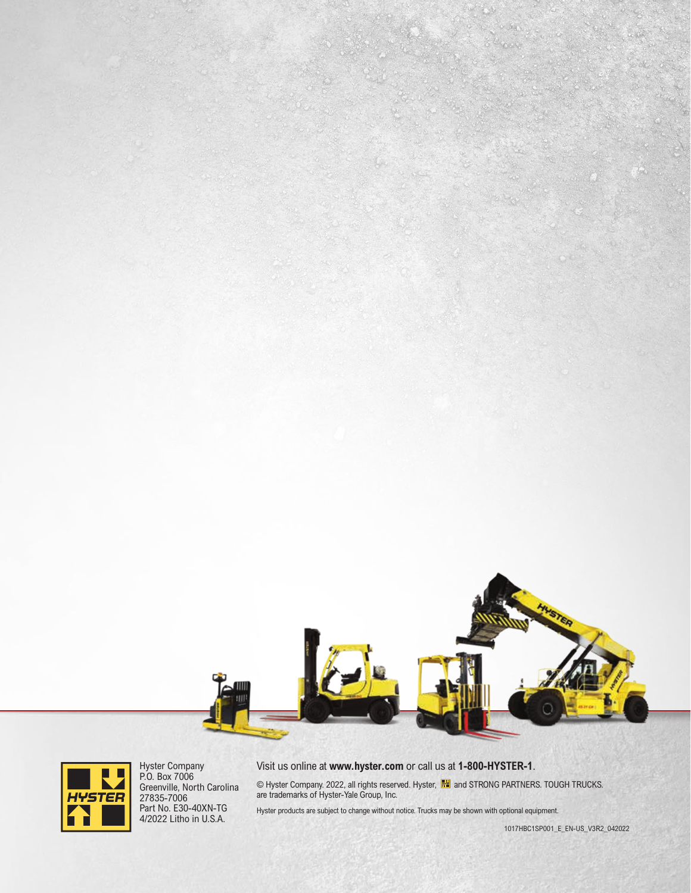Hyster Company
P.O. Box 7006
Greenville, North Carolina
27835-7006
Part No. E30-40XN-TG
4/2022 Litho in U.S.A.

Visit us online at **www.hyster.com** or call us at **1-800-HYSTER-1**.

© Hyster Company. 2022, all rights reserved. Hyster, and STRONG PARTNERS. TOUGH TRUCKS. are trademarks of Hyster-Yale Group, Inc.

Hyster products are subject to change without notice. Trucks may be shown with optional equipment.

1017HBC1SP001_E_EN-US_V3R2_042022